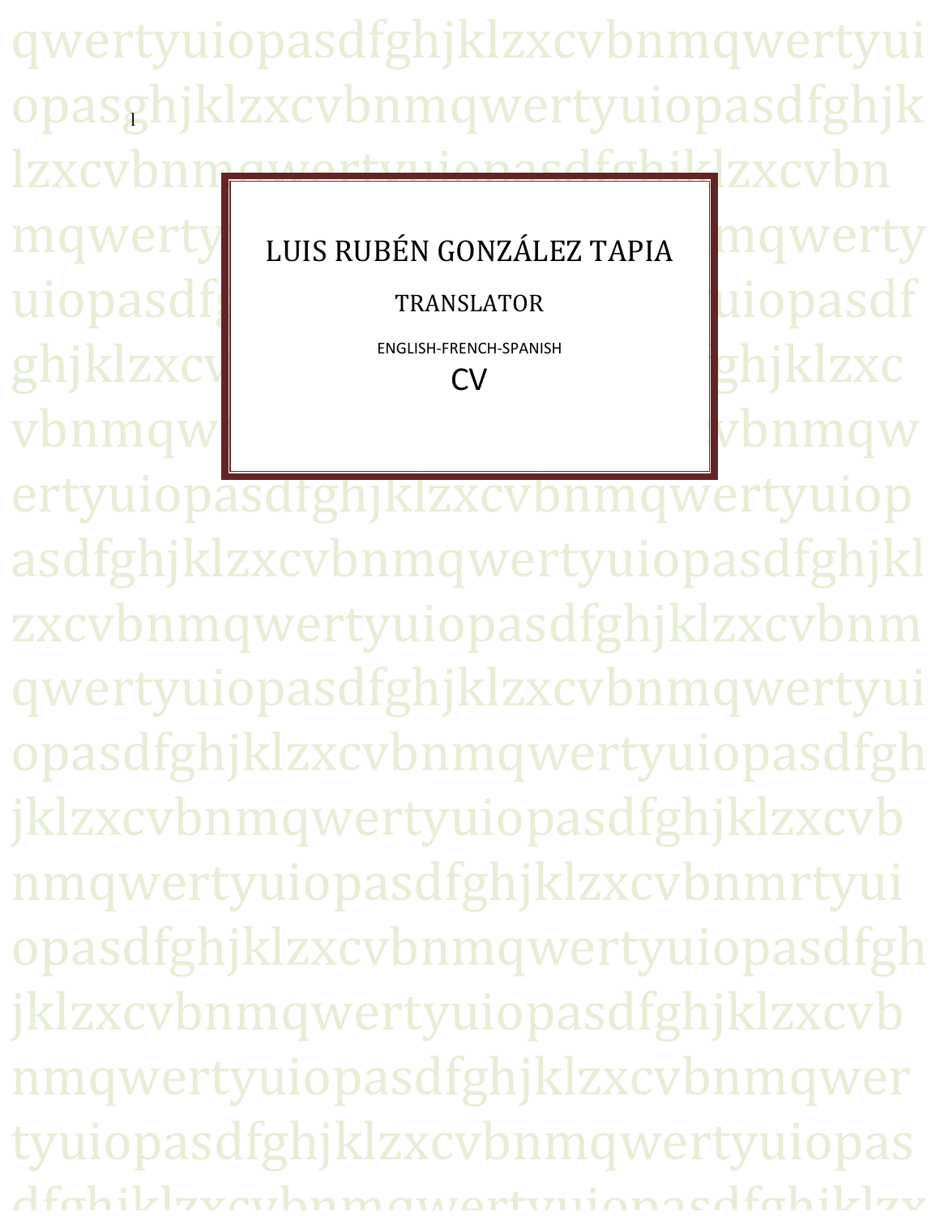# LUIS RUBÉN GONZÁLEZ TAPIA

## TRANSLATOR

ENGLISH-FRENCH-SPANISH

## CV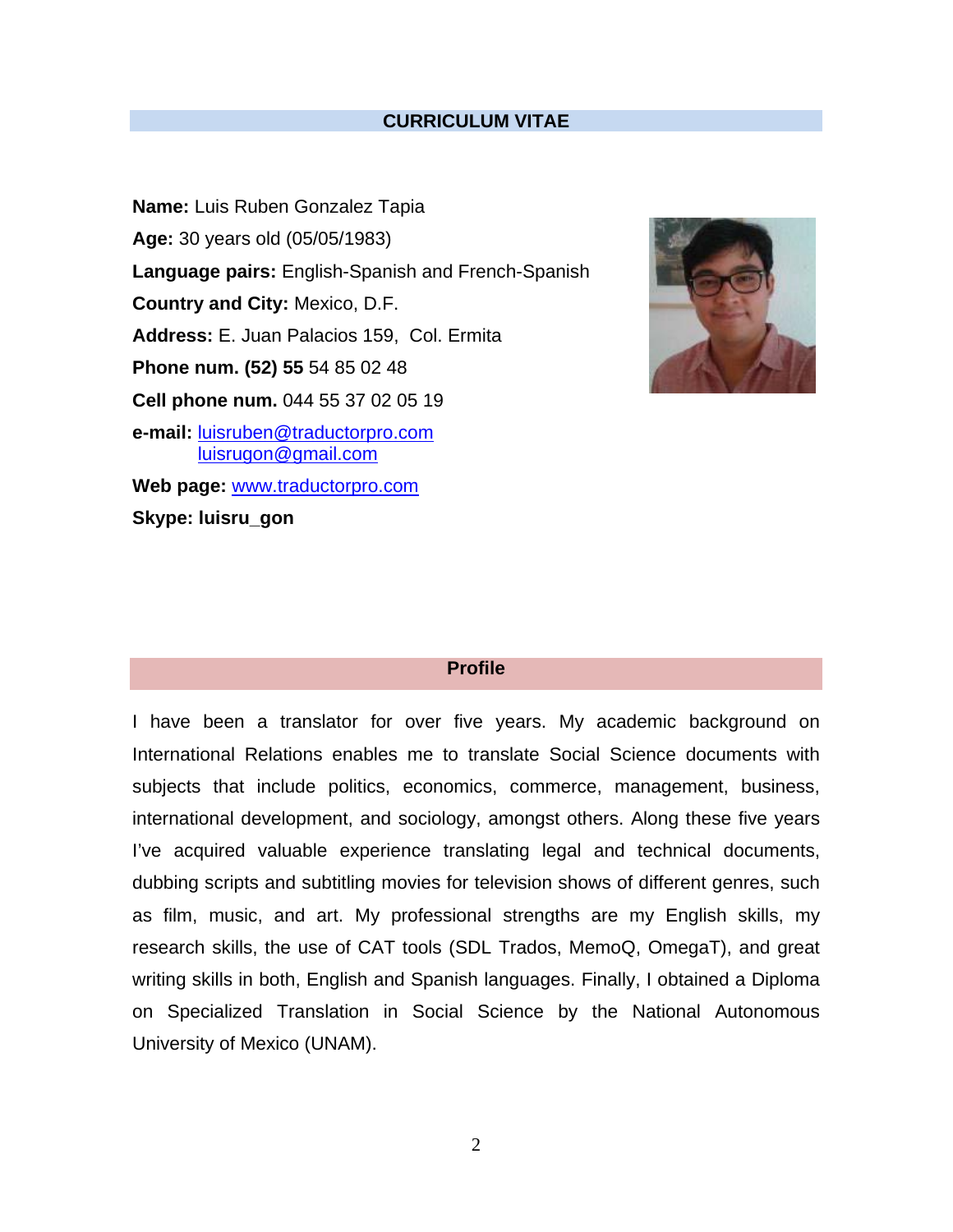## CURRICULUM VITAE

**Name:** Luis Ruben Gonzalez Tapia

**Age:** 30 years old (05/05/1983)

**Language pairs:** English-Spanish and French-Spanish

**Country and City:** Mexico, D.F.

**Address:** E. Juan Palacios 159, Col. Ermita

**Phone num. (52) 55** 54 85 02 48

**Cell phone num.** 044 55 37 02 05 19

**e-mail:** luisruben@traductorpro.com
luisrugon@gmail.com

**Web page:** www.traductorpro.com

**Skype: luisru_gon**

## Profile

I have been a translator for over five years. My academic background on International Relations enables me to translate Social Science documents with subjects that include politics, economics, commerce, management, business, international development, and sociology, amongst others. Along these five years I've acquired valuable experience translating legal and technical documents, dubbing scripts and subtitling movies for television shows of different genres, such as film, music, and art. My professional strengths are my English skills, my research skills, the use of CAT tools (SDL Trados, MemoQ, OmegaT), and great writing skills in both, English and Spanish languages. Finally, I obtained a Diploma on Specialized Translation in Social Science by the National Autonomous University of Mexico (UNAM).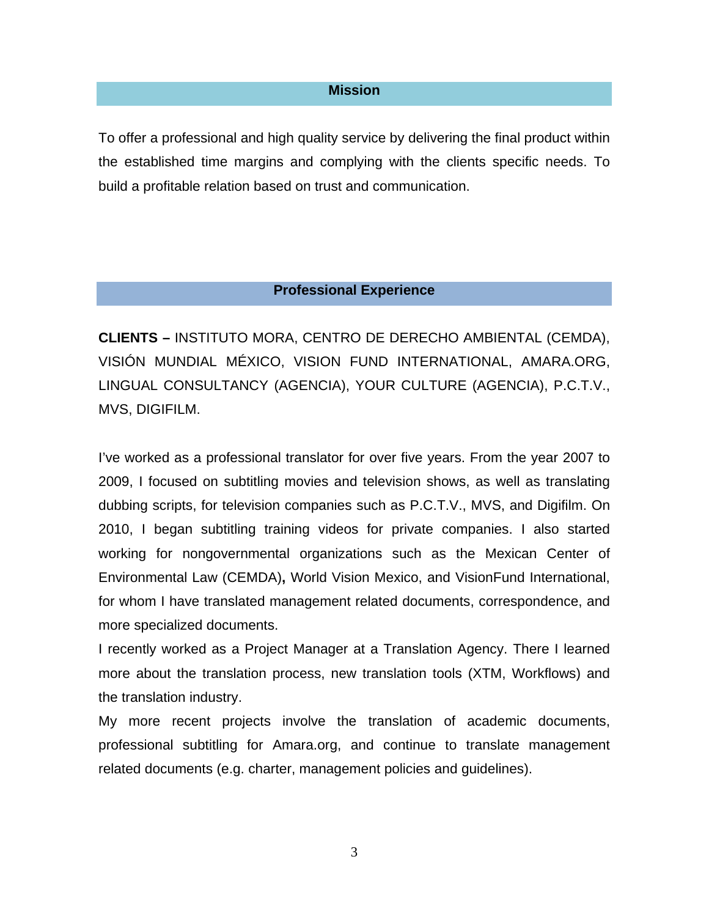## Mission

To offer a professional and high quality service by delivering the final product within the established time margins and complying with the clients specific needs. To build a profitable relation based on trust and communication.

## Professional Experience

**CLIENTS –** INSTITUTO MORA, CENTRO DE DERECHO AMBIENTAL (CEMDA), VISIÓN MUNDIAL MÉXICO, VISION FUND INTERNATIONAL, AMARA.ORG, LINGUAL CONSULTANCY (AGENCIA), YOUR CULTURE (AGENCIA), P.C.T.V., MVS, DIGIFILM.

I've worked as a professional translator for over five years. From the year 2007 to 2009, I focused on subtitling movies and television shows, as well as translating dubbing scripts, for television companies such as P.C.T.V., MVS, and Digifilm. On 2010, I began subtitling training videos for private companies. I also started working for nongovernmental organizations such as the Mexican Center of Environmental Law (CEMDA)**,** World Vision Mexico, and VisionFund International, for whom I have translated management related documents, correspondence, and more specialized documents.

I recently worked as a Project Manager at a Translation Agency. There I learned more about the translation process, new translation tools (XTM, Workflows) and the translation industry.

My more recent projects involve the translation of academic documents, professional subtitling for Amara.org, and continue to translate management related documents (e.g. charter, management policies and guidelines).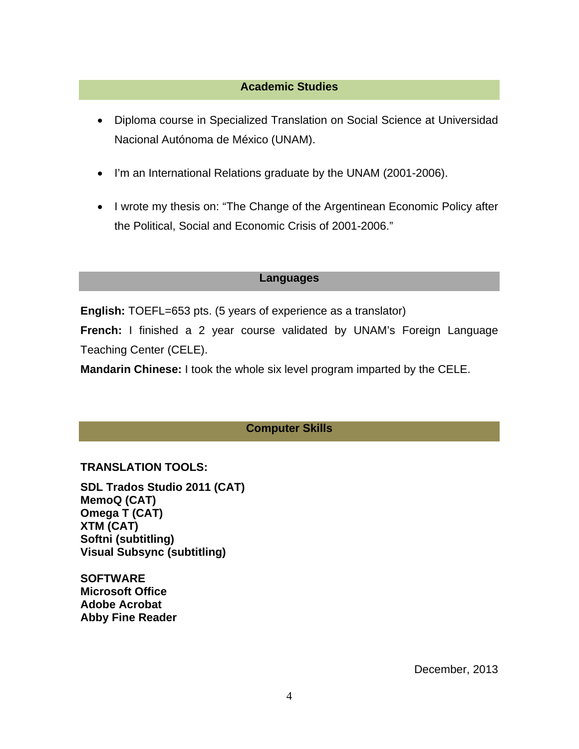## Academic Studies

- Diploma course in Specialized Translation on Social Science at Universidad Nacional Autónoma de México (UNAM).
- I'm an International Relations graduate by the UNAM (2001-2006).
- I wrote my thesis on: "The Change of the Argentinean Economic Policy after the Political, Social and Economic Crisis of 2001-2006."

## Languages

**English:** TOEFL=653 pts. (5 years of experience as a translator)

**French:** I finished a 2 year course validated by UNAM's Foreign Language Teaching Center (CELE).

**Mandarin Chinese:** I took the whole six level program imparted by the CELE.

## Computer Skills

**TRANSLATION TOOLS:**

**SDL Trados Studio 2011 (CAT)**
**MemoQ (CAT)**
**Omega T (CAT)**
**XTM (CAT)**
**Softni (subtitling)**
**Visual Subsync (subtitling)**

**SOFTWARE**
**Microsoft Office**
**Adobe Acrobat**
**Abby Fine Reader**

December, 2013